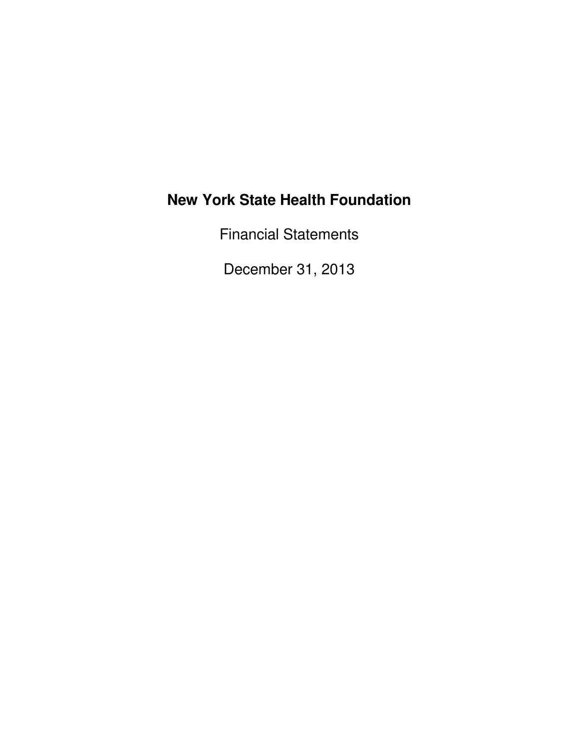# New York State Health Foundation

Financial Statements

December 31, 2013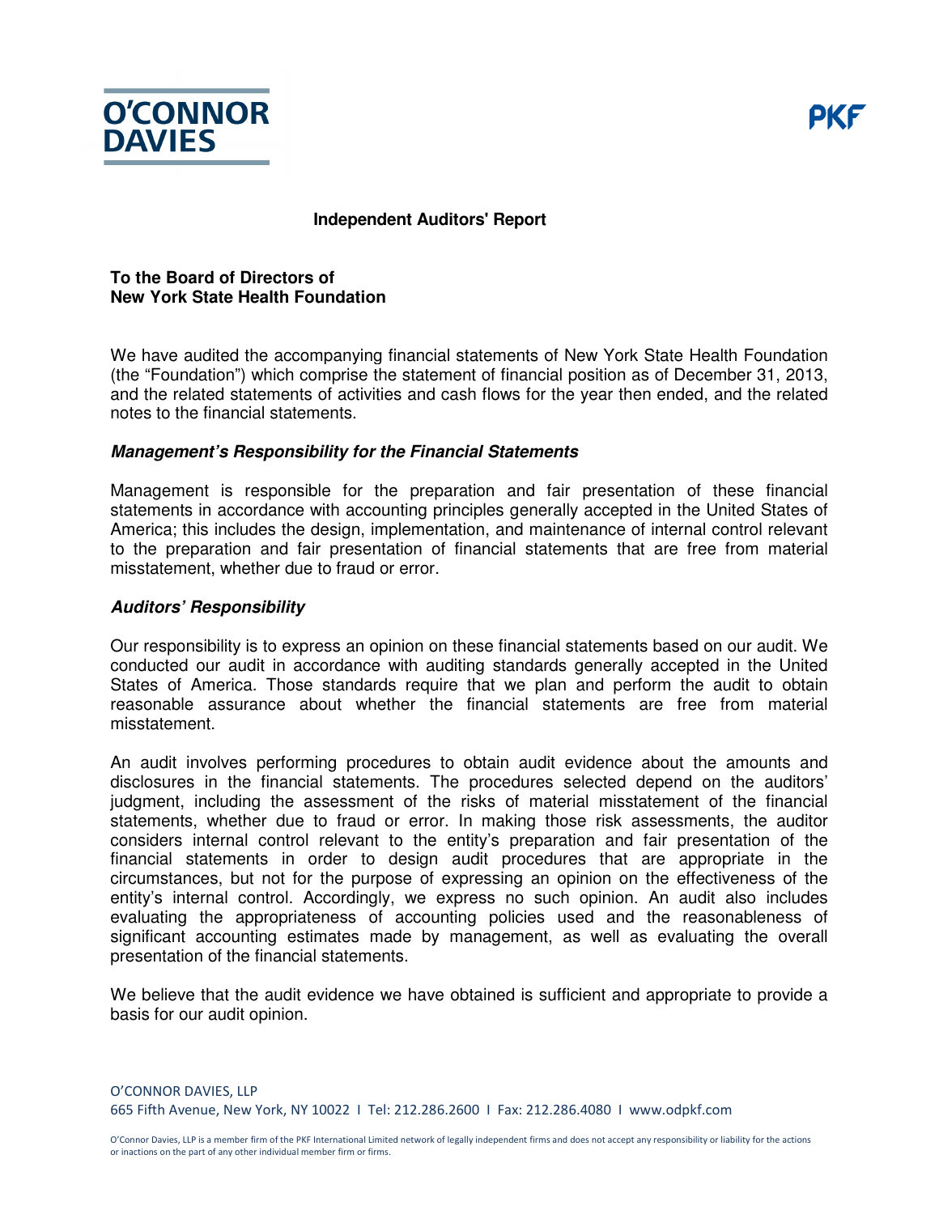# Independent Auditors' Report

**To the Board of Directors of**
**New York State Health Foundation**

We have audited the accompanying financial statements of New York State Health Foundation (the "Foundation") which comprise the statement of financial position as of December 31, 2013, and the related statements of activities and cash flows for the year then ended, and the related notes to the financial statements.

### *Management's Responsibility for the Financial Statements*

Management is responsible for the preparation and fair presentation of these financial statements in accordance with accounting principles generally accepted in the United States of America; this includes the design, implementation, and maintenance of internal control relevant to the preparation and fair presentation of financial statements that are free from material misstatement, whether due to fraud or error.

### *Auditors' Responsibility*

Our responsibility is to express an opinion on these financial statements based on our audit. We conducted our audit in accordance with auditing standards generally accepted in the United States of America. Those standards require that we plan and perform the audit to obtain reasonable assurance about whether the financial statements are free from material misstatement.

An audit involves performing procedures to obtain audit evidence about the amounts and disclosures in the financial statements. The procedures selected depend on the auditors' judgment, including the assessment of the risks of material misstatement of the financial statements, whether due to fraud or error. In making those risk assessments, the auditor considers internal control relevant to the entity's preparation and fair presentation of the financial statements in order to design audit procedures that are appropriate in the circumstances, but not for the purpose of expressing an opinion on the effectiveness of the entity's internal control. Accordingly, we express no such opinion. An audit also includes evaluating the appropriateness of accounting policies used and the reasonableness of significant accounting estimates made by management, as well as evaluating the overall presentation of the financial statements.

We believe that the audit evidence we have obtained is sufficient and appropriate to provide a basis for our audit opinion.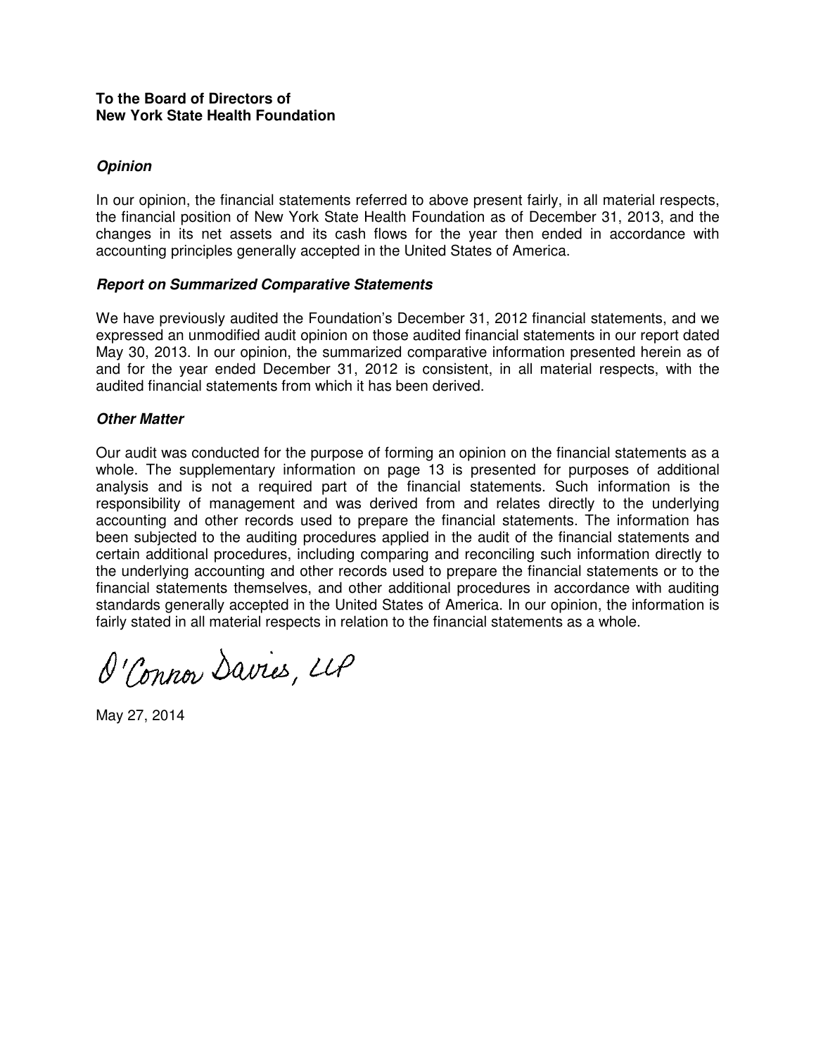**To the Board of Directors of**
**New York State Health Foundation**

***Opinion***

In our opinion, the financial statements referred to above present fairly, in all material respects, the financial position of New York State Health Foundation as of December 31, 2013, and the changes in its net assets and its cash flows for the year then ended in accordance with accounting principles generally accepted in the United States of America.

***Report on Summarized Comparative Statements***

We have previously audited the Foundation's December 31, 2012 financial statements, and we expressed an unmodified audit opinion on those audited financial statements in our report dated May 30, 2013. In our opinion, the summarized comparative information presented herein as of and for the year ended December 31, 2012 is consistent, in all material respects, with the audited financial statements from which it has been derived.

***Other Matter***

Our audit was conducted for the purpose of forming an opinion on the financial statements as a whole. The supplementary information on page 13 is presented for purposes of additional analysis and is not a required part of the financial statements. Such information is the responsibility of management and was derived from and relates directly to the underlying accounting and other records used to prepare the financial statements. The information has been subjected to the auditing procedures applied in the audit of the financial statements and certain additional procedures, including comparing and reconciling such information directly to the underlying accounting and other records used to prepare the financial statements or to the financial statements themselves, and other additional procedures in accordance with auditing standards generally accepted in the United States of America. In our opinion, the information is fairly stated in all material respects in relation to the financial statements as a whole.

O'Connor Davies, LLP

May 27, 2014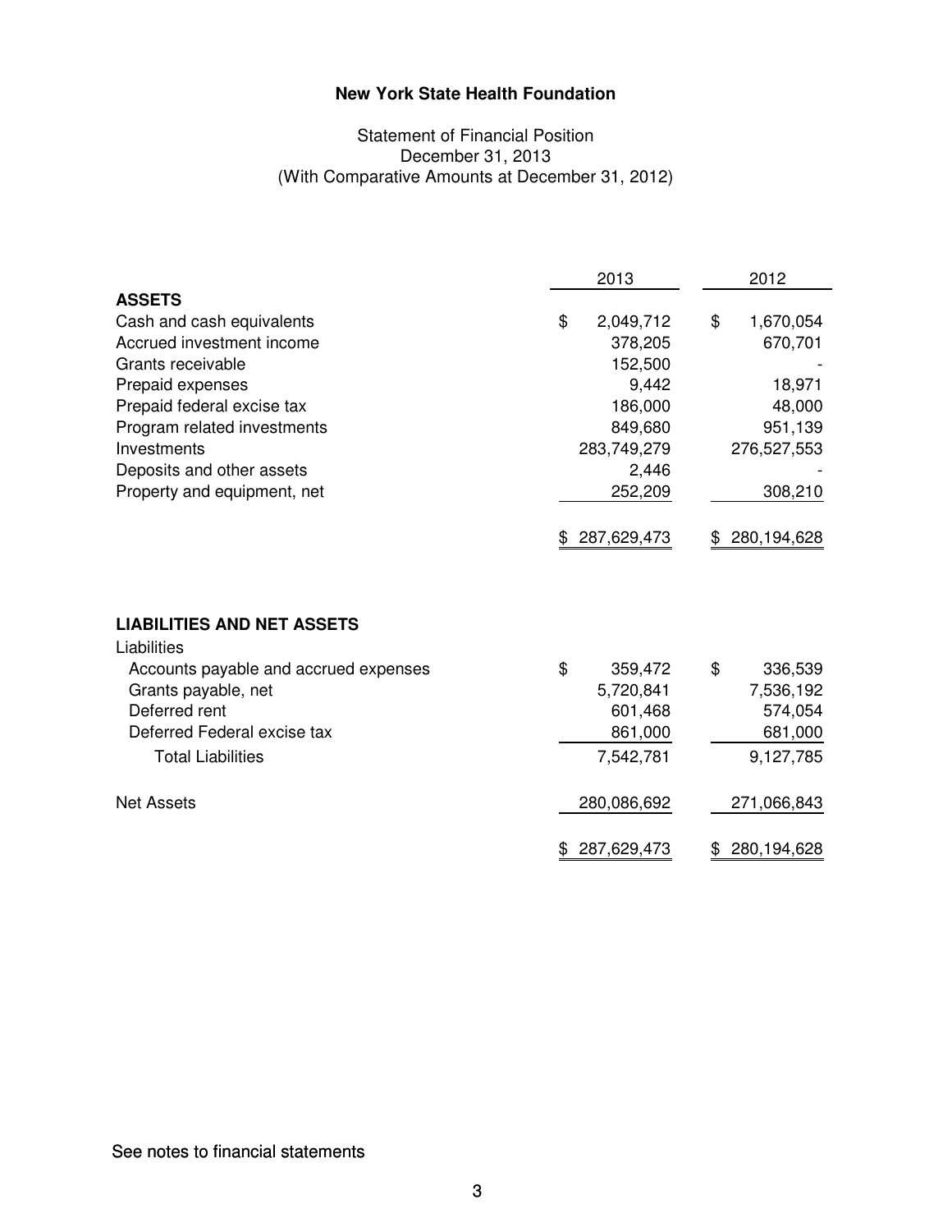# New York State Health Foundation

Statement of Financial Position
December 31, 2013
(With Comparative Amounts at December 31, 2012)

| | 2013 | 2012 |
|---|---|---|
| **ASSETS** | | |
| Cash and cash equivalents | $ 2,049,712 | $ 1,670,054 |
| Accrued investment income | 378,205 | 670,701 |
| Grants receivable | 152,500 | - |
| Prepaid expenses | 9,442 | 18,971 |
| Prepaid federal excise tax | 186,000 | 48,000 |
| Program related investments | 849,680 | 951,139 |
| Investments | 283,749,279 | 276,527,553 |
| Deposits and other assets | 2,446 | - |
| Property and equipment, net | 252,209 | 308,210 |
| | $ 287,629,473 | $ 280,194,628 |
| **LIABILITIES AND NET ASSETS** | | |
| Liabilities | | |
| Accounts payable and accrued expenses | $ 359,472 | $ 336,539 |
| Grants payable, net | 5,720,841 | 7,536,192 |
| Deferred rent | 601,468 | 574,054 |
| Deferred Federal excise tax | 861,000 | 681,000 |
| Total Liabilities | 7,542,781 | 9,127,785 |
| Net Assets | 280,086,692 | 271,066,843 |
| | $ 287,629,473 | $ 280,194,628 |

See notes to financial statements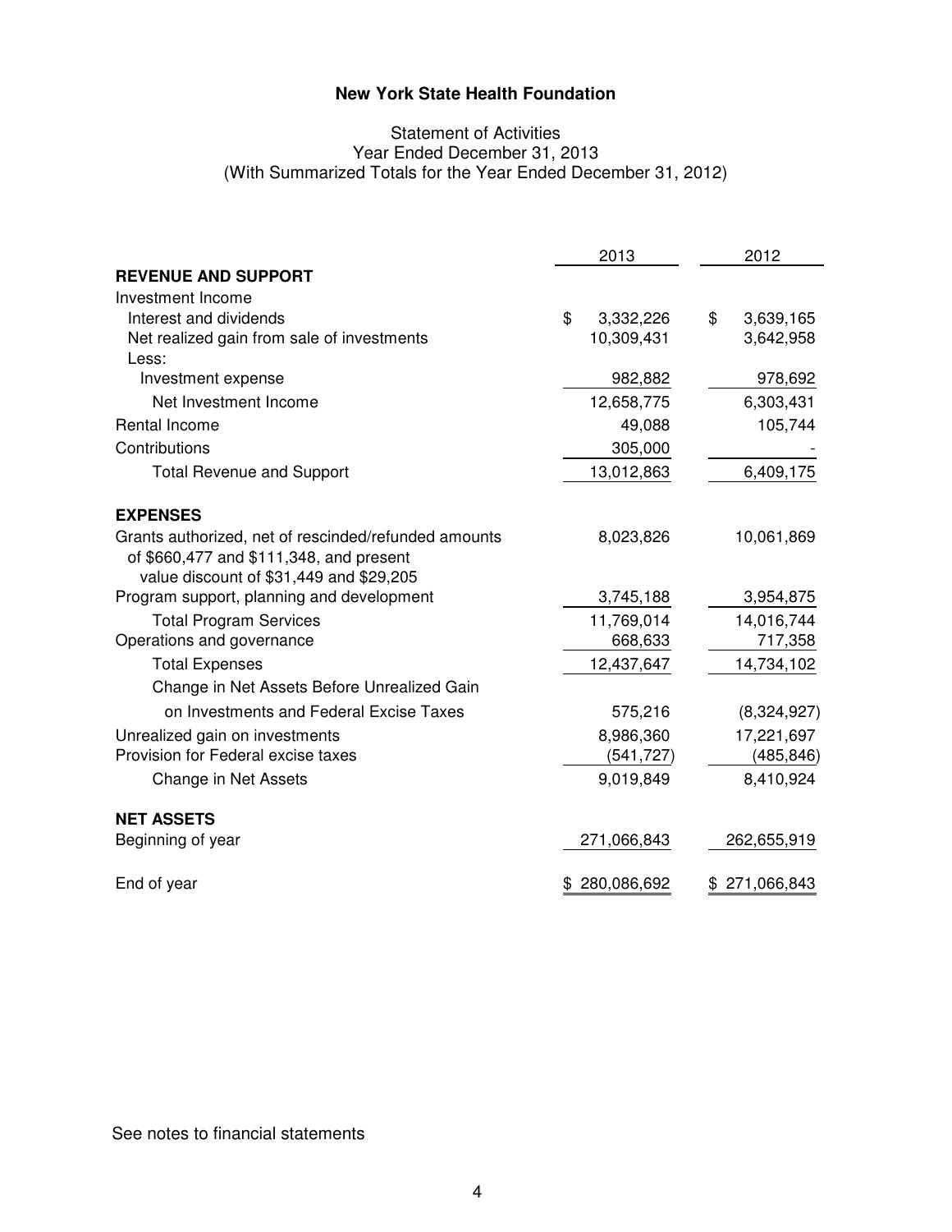# New York State Health Foundation

Statement of Activities
Year Ended December 31, 2013
(With Summarized Totals for the Year Ended December 31, 2012)

| | 2013 | 2012 |
|---|---|---|
| **REVENUE AND SUPPORT** | | |
| Investment Income | | |
| Interest and dividends | $ 3,332,226 | $ 3,639,165 |
| Net realized gain from sale of investments | 10,309,431 | 3,642,958 |
| Less: | | |
| Investment expense | 982,882 | 978,692 |
| Net Investment Income | 12,658,775 | 6,303,431 |
| Rental Income | 49,088 | 105,744 |
| Contributions | 305,000 | - |
| Total Revenue and Support | 13,012,863 | 6,409,175 |
| **EXPENSES** | | |
| Grants authorized, net of rescinded/refunded amounts of $660,477 and $111,348, and present value discount of $31,449 and $29,205 | 8,023,826 | 10,061,869 |
| Program support, planning and development | 3,745,188 | 3,954,875 |
| Total Program Services | 11,769,014 | 14,016,744 |
| Operations and governance | 668,633 | 717,358 |
| Total Expenses | 12,437,647 | 14,734,102 |
| Change in Net Assets Before Unrealized Gain on Investments and Federal Excise Taxes | 575,216 | (8,324,927) |
| Unrealized gain on investments | 8,986,360 | 17,221,697 |
| Provision for Federal excise taxes | (541,727) | (485,846) |
| Change in Net Assets | 9,019,849 | 8,410,924 |
| **NET ASSETS** | | |
| Beginning of year | 271,066,843 | 262,655,919 |
| End of year | $ 280,086,692 | $ 271,066,843 |

See notes to financial statements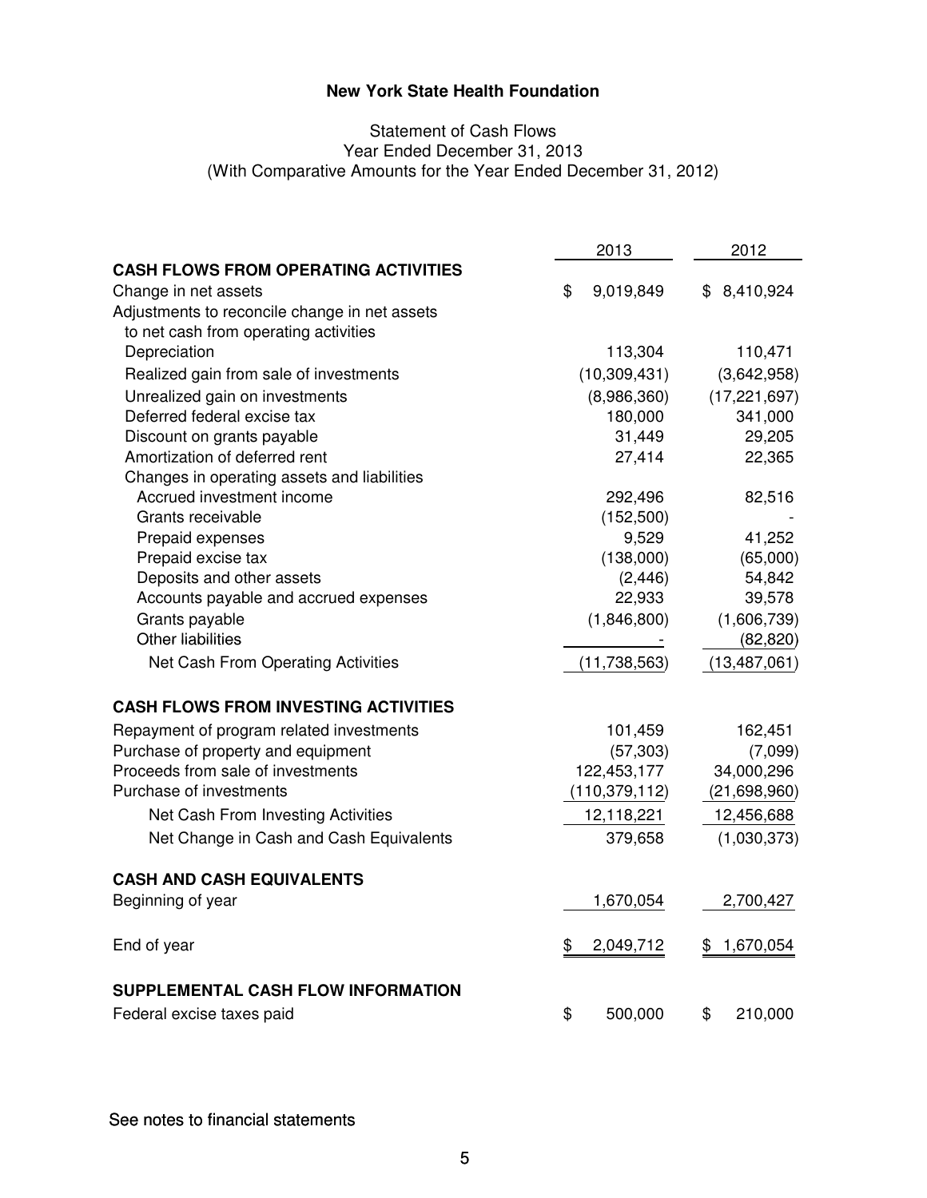**New York State Health Foundation**

Statement of Cash Flows
Year Ended December 31, 2013
(With Comparative Amounts for the Year Ended December 31, 2012)

| | 2013 | 2012 |
|---|---|---|
| **CASH FLOWS FROM OPERATING ACTIVITIES** | | |
| Change in net assets | $ 9,019,849 | $ 8,410,924 |
| Adjustments to reconcile change in net assets to net cash from operating activities | | |
| Depreciation | 113,304 | 110,471 |
| Realized gain from sale of investments | (10,309,431) | (3,642,958) |
| Unrealized gain on investments | (8,986,360) | (17,221,697) |
| Deferred federal excise tax | 180,000 | 341,000 |
| Discount on grants payable | 31,449 | 29,205 |
| Amortization of deferred rent | 27,414 | 22,365 |
| Changes in operating assets and liabilities | | |
| Accrued investment income | 292,496 | 82,516 |
| Grants receivable | (152,500) | - |
| Prepaid expenses | 9,529 | 41,252 |
| Prepaid excise tax | (138,000) | (65,000) |
| Deposits and other assets | (2,446) | 54,842 |
| Accounts payable and accrued expenses | 22,933 | 39,578 |
| Grants payable | (1,846,800) | (1,606,739) |
| Other liabilities | - | (82,820) |
| Net Cash From Operating Activities | (11,738,563) | (13,487,061) |
| **CASH FLOWS FROM INVESTING ACTIVITIES** | | |
| Repayment of program related investments | 101,459 | 162,451 |
| Purchase of property and equipment | (57,303) | (7,099) |
| Proceeds from sale of investments | 122,453,177 | 34,000,296 |
| Purchase of investments | (110,379,112) | (21,698,960) |
| Net Cash From Investing Activities | 12,118,221 | 12,456,688 |
| Net Change in Cash and Cash Equivalents | 379,658 | (1,030,373) |
| **CASH AND CASH EQUIVALENTS** | | |
| Beginning of year | 1,670,054 | 2,700,427 |
| End of year | $ 2,049,712 | $ 1,670,054 |
| **SUPPLEMENTAL CASH FLOW INFORMATION** | | |
| Federal excise taxes paid | $ 500,000 | $ 210,000 |

See notes to financial statements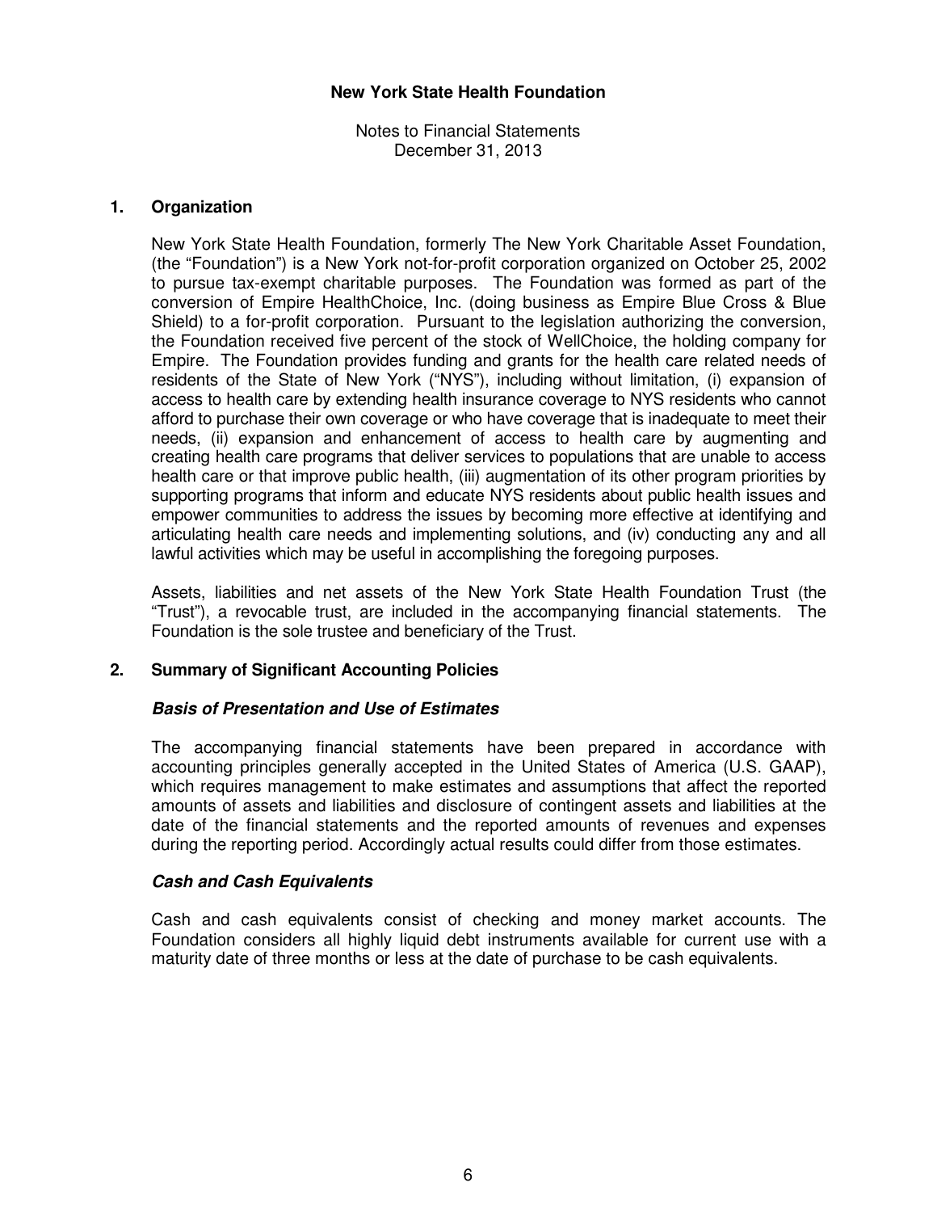# New York State Health Foundation

Notes to Financial Statements
December 31, 2013

## 1. Organization

New York State Health Foundation, formerly The New York Charitable Asset Foundation, (the "Foundation") is a New York not-for-profit corporation organized on October 25, 2002 to pursue tax-exempt charitable purposes. The Foundation was formed as part of the conversion of Empire HealthChoice, Inc. (doing business as Empire Blue Cross & Blue Shield) to a for-profit corporation. Pursuant to the legislation authorizing the conversion, the Foundation received five percent of the stock of WellChoice, the holding company for Empire. The Foundation provides funding and grants for the health care related needs of residents of the State of New York ("NYS"), including without limitation, (i) expansion of access to health care by extending health insurance coverage to NYS residents who cannot afford to purchase their own coverage or who have coverage that is inadequate to meet their needs, (ii) expansion and enhancement of access to health care by augmenting and creating health care programs that deliver services to populations that are unable to access health care or that improve public health, (iii) augmentation of its other program priorities by supporting programs that inform and educate NYS residents about public health issues and empower communities to address the issues by becoming more effective at identifying and articulating health care needs and implementing solutions, and (iv) conducting any and all lawful activities which may be useful in accomplishing the foregoing purposes.

Assets, liabilities and net assets of the New York State Health Foundation Trust (the "Trust"), a revocable trust, are included in the accompanying financial statements. The Foundation is the sole trustee and beneficiary of the Trust.

## 2. Summary of Significant Accounting Policies

### *Basis of Presentation and Use of Estimates*

The accompanying financial statements have been prepared in accordance with accounting principles generally accepted in the United States of America (U.S. GAAP), which requires management to make estimates and assumptions that affect the reported amounts of assets and liabilities and disclosure of contingent assets and liabilities at the date of the financial statements and the reported amounts of revenues and expenses during the reporting period. Accordingly actual results could differ from those estimates.

### *Cash and Cash Equivalents*

Cash and cash equivalents consist of checking and money market accounts. The Foundation considers all highly liquid debt instruments available for current use with a maturity date of three months or less at the date of purchase to be cash equivalents.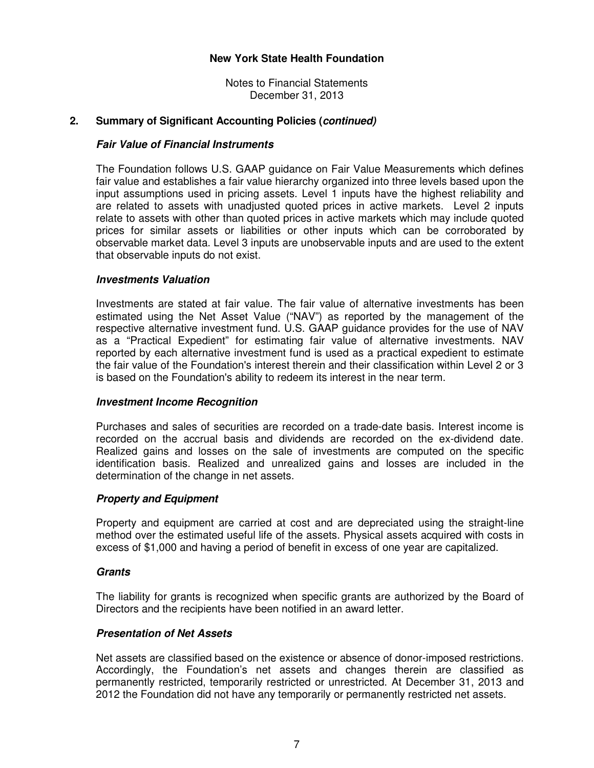**New York State Health Foundation**

Notes to Financial Statements
December 31, 2013

## 2. Summary of Significant Accounting Policies (*continued*)

### *Fair Value of Financial Instruments*

The Foundation follows U.S. GAAP guidance on Fair Value Measurements which defines fair value and establishes a fair value hierarchy organized into three levels based upon the input assumptions used in pricing assets. Level 1 inputs have the highest reliability and are related to assets with unadjusted quoted prices in active markets. Level 2 inputs relate to assets with other than quoted prices in active markets which may include quoted prices for similar assets or liabilities or other inputs which can be corroborated by observable market data. Level 3 inputs are unobservable inputs and are used to the extent that observable inputs do not exist.

### *Investments Valuation*

Investments are stated at fair value. The fair value of alternative investments has been estimated using the Net Asset Value ("NAV") as reported by the management of the respective alternative investment fund. U.S. GAAP guidance provides for the use of NAV as a "Practical Expedient" for estimating fair value of alternative investments. NAV reported by each alternative investment fund is used as a practical expedient to estimate the fair value of the Foundation's interest therein and their classification within Level 2 or 3 is based on the Foundation's ability to redeem its interest in the near term.

### *Investment Income Recognition*

Purchases and sales of securities are recorded on a trade-date basis. Interest income is recorded on the accrual basis and dividends are recorded on the ex-dividend date. Realized gains and losses on the sale of investments are computed on the specific identification basis. Realized and unrealized gains and losses are included in the determination of the change in net assets.

### *Property and Equipment*

Property and equipment are carried at cost and are depreciated using the straight-line method over the estimated useful life of the assets. Physical assets acquired with costs in excess of $1,000 and having a period of benefit in excess of one year are capitalized.

### *Grants*

The liability for grants is recognized when specific grants are authorized by the Board of Directors and the recipients have been notified in an award letter.

### *Presentation of Net Assets*

Net assets are classified based on the existence or absence of donor-imposed restrictions. Accordingly, the Foundation's net assets and changes therein are classified as permanently restricted, temporarily restricted or unrestricted. At December 31, 2013 and 2012 the Foundation did not have any temporarily or permanently restricted net assets.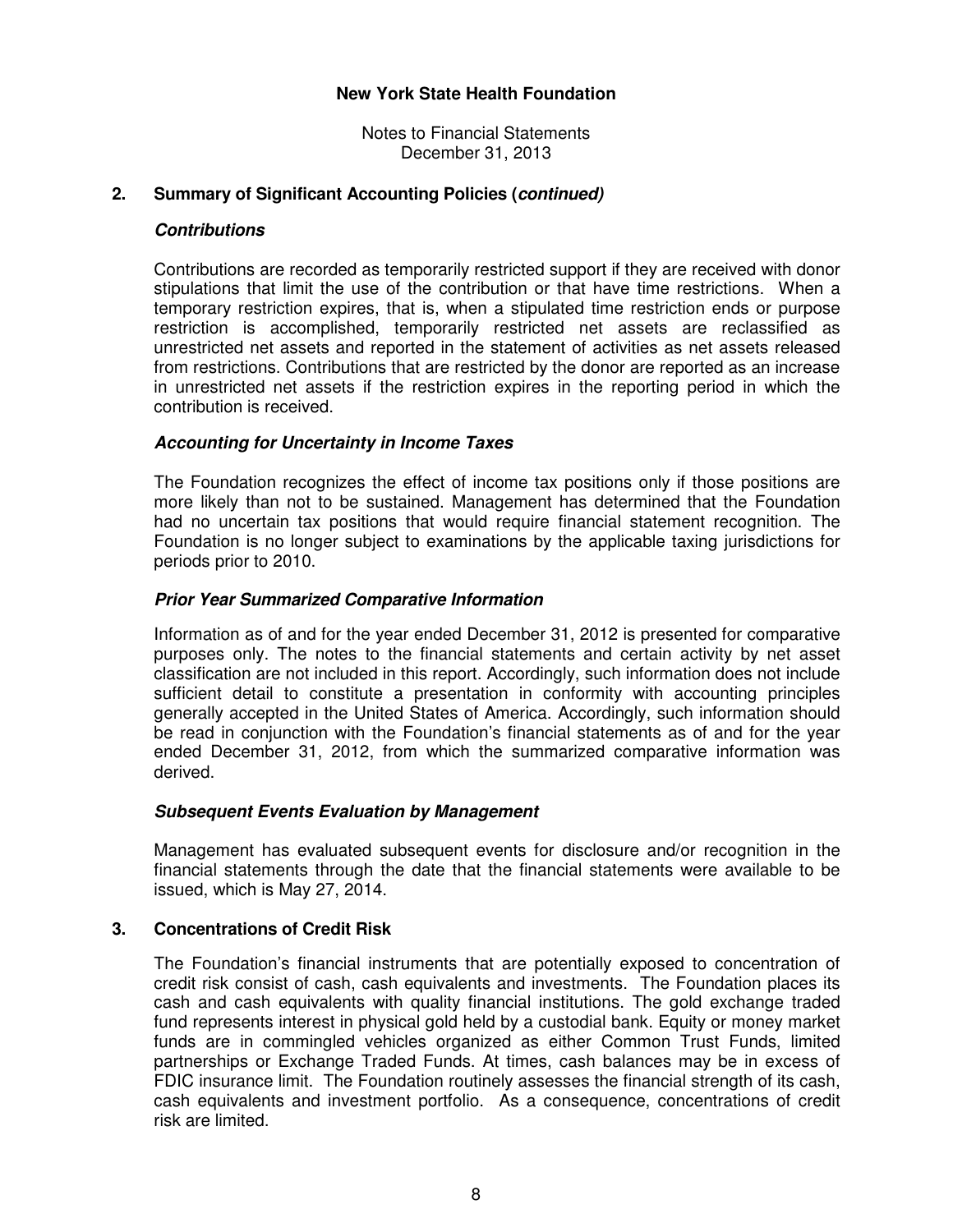**New York State Health Foundation**

Notes to Financial Statements
December 31, 2013

## 2. Summary of Significant Accounting Policies (*continued*)

### *Contributions*

Contributions are recorded as temporarily restricted support if they are received with donor stipulations that limit the use of the contribution or that have time restrictions. When a temporary restriction expires, that is, when a stipulated time restriction ends or purpose restriction is accomplished, temporarily restricted net assets are reclassified as unrestricted net assets and reported in the statement of activities as net assets released from restrictions. Contributions that are restricted by the donor are reported as an increase in unrestricted net assets if the restriction expires in the reporting period in which the contribution is received.

### *Accounting for Uncertainty in Income Taxes*

The Foundation recognizes the effect of income tax positions only if those positions are more likely than not to be sustained. Management has determined that the Foundation had no uncertain tax positions that would require financial statement recognition. The Foundation is no longer subject to examinations by the applicable taxing jurisdictions for periods prior to 2010.

### *Prior Year Summarized Comparative Information*

Information as of and for the year ended December 31, 2012 is presented for comparative purposes only. The notes to the financial statements and certain activity by net asset classification are not included in this report. Accordingly, such information does not include sufficient detail to constitute a presentation in conformity with accounting principles generally accepted in the United States of America. Accordingly, such information should be read in conjunction with the Foundation's financial statements as of and for the year ended December 31, 2012, from which the summarized comparative information was derived.

### *Subsequent Events Evaluation by Management*

Management has evaluated subsequent events for disclosure and/or recognition in the financial statements through the date that the financial statements were available to be issued, which is May 27, 2014.

## 3. Concentrations of Credit Risk

The Foundation's financial instruments that are potentially exposed to concentration of credit risk consist of cash, cash equivalents and investments. The Foundation places its cash and cash equivalents with quality financial institutions. The gold exchange traded fund represents interest in physical gold held by a custodial bank. Equity or money market funds are in commingled vehicles organized as either Common Trust Funds, limited partnerships or Exchange Traded Funds. At times, cash balances may be in excess of FDIC insurance limit. The Foundation routinely assesses the financial strength of its cash, cash equivalents and investment portfolio. As a consequence, concentrations of credit risk are limited.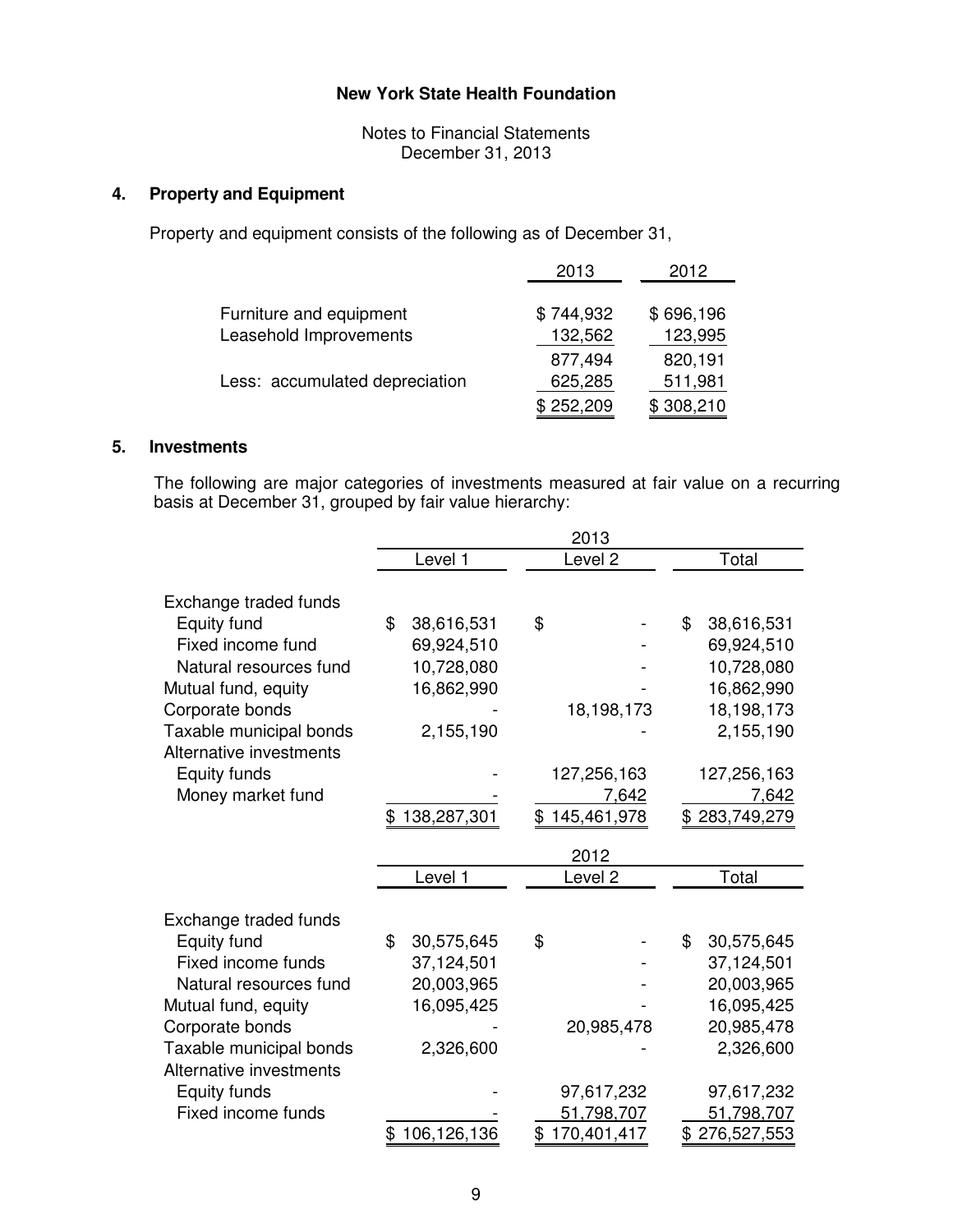**New York State Health Foundation**

Notes to Financial Statements
December 31, 2013

## 4. Property and Equipment

Property and equipment consists of the following as of December 31,

| | 2013 | 2012 |
|---|---|---|
| Furniture and equipment | $ 744,932 | $ 696,196 |
| Leasehold Improvements | 132,562 | 123,995 |
| | 877,494 | 820,191 |
| Less: accumulated depreciation | 625,285 | 511,981 |
| | $ 252,209 | $ 308,210 |

## 5. Investments

The following are major categories of investments measured at fair value on a recurring basis at December 31, grouped by fair value hierarchy:

| | 2013 | | |
|---|---|---|---|
| | Level 1 | Level 2 | Total |
| Exchange traded funds | | | |
| Equity fund | $ 38,616,531 | $ - | $ 38,616,531 |
| Fixed income fund | 69,924,510 | - | 69,924,510 |
| Natural resources fund | 10,728,080 | - | 10,728,080 |
| Mutual fund, equity | 16,862,990 | - | 16,862,990 |
| Corporate bonds | - | 18,198,173 | 18,198,173 |
| Taxable municipal bonds | 2,155,190 | - | 2,155,190 |
| Alternative investments | | | |
| Equity funds | - | 127,256,163 | 127,256,163 |
| Money market fund | - | 7,642 | 7,642 |
| | $ 138,287,301 | $ 145,461,978 | $ 283,749,279 |

| | 2012 | | |
|---|---|---|---|
| | Level 1 | Level 2 | Total |
| Exchange traded funds | | | |
| Equity fund | $ 30,575,645 | $ - | $ 30,575,645 |
| Fixed income funds | 37,124,501 | - | 37,124,501 |
| Natural resources fund | 20,003,965 | - | 20,003,965 |
| Mutual fund, equity | 16,095,425 | - | 16,095,425 |
| Corporate bonds | - | 20,985,478 | 20,985,478 |
| Taxable municipal bonds | 2,326,600 | - | 2,326,600 |
| Alternative investments | | | |
| Equity funds | - | 97,617,232 | 97,617,232 |
| Fixed income funds | - | 51,798,707 | 51,798,707 |
| | $ 106,126,136 | $ 170,401,417 | $ 276,527,553 |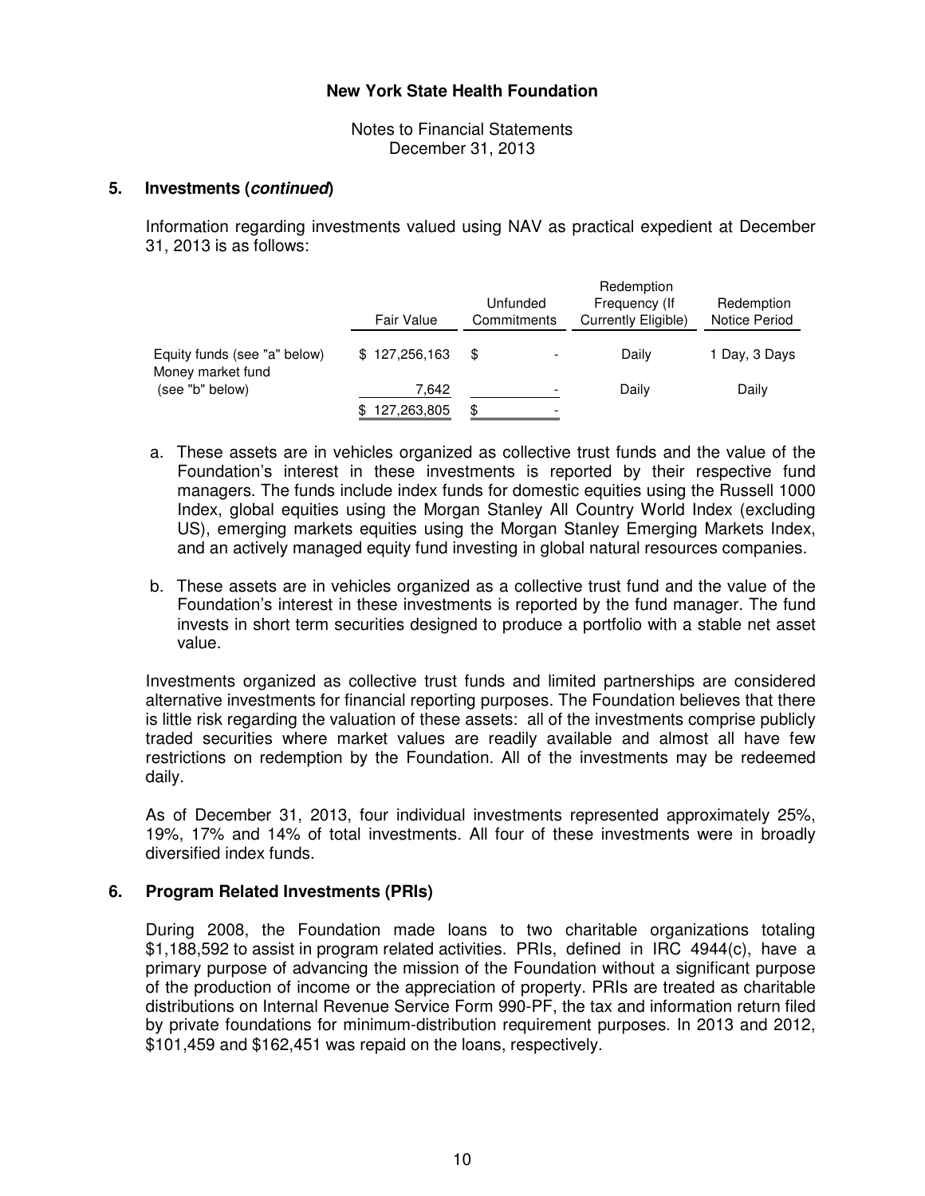**5. Investments (*continued*)**

Information regarding investments valued using NAV as practical expedient at December 31, 2013 is as follows:

| | Fair Value | Unfunded Commitments | Redemption Frequency (If Currently Eligible) | Redemption Notice Period |
|---|---|---|---|---|
| Equity funds (see "a" below) | $ 127,256,163 | $ - | Daily | 1 Day, 3 Days |
| Money market fund (see "b" below) | 7,642 | - | Daily | Daily |
| | $ 127,263,805 | $ - | | |

a. These assets are in vehicles organized as collective trust funds and the value of the Foundation's interest in these investments is reported by their respective fund managers. The funds include index funds for domestic equities using the Russell 1000 Index, global equities using the Morgan Stanley All Country World Index (excluding US), emerging markets equities using the Morgan Stanley Emerging Markets Index, and an actively managed equity fund investing in global natural resources companies.

b. These assets are in vehicles organized as a collective trust fund and the value of the Foundation's interest in these investments is reported by the fund manager. The fund invests in short term securities designed to produce a portfolio with a stable net asset value.

Investments organized as collective trust funds and limited partnerships are considered alternative investments for financial reporting purposes. The Foundation believes that there is little risk regarding the valuation of these assets: all of the investments comprise publicly traded securities where market values are readily available and almost all have few restrictions on redemption by the Foundation. All of the investments may be redeemed daily.

As of December 31, 2013, four individual investments represented approximately 25%, 19%, 17% and 14% of total investments. All four of these investments were in broadly diversified index funds.

**6. Program Related Investments (PRIs)**

During 2008, the Foundation made loans to two charitable organizations totaling $1,188,592 to assist in program related activities. PRIs, defined in IRC 4944(c), have a primary purpose of advancing the mission of the Foundation without a significant purpose of the production of income or the appreciation of property. PRIs are treated as charitable distributions on Internal Revenue Service Form 990-PF, the tax and information return filed by private foundations for minimum-distribution requirement purposes. In 2013 and 2012, $101,459 and $162,451 was repaid on the loans, respectively.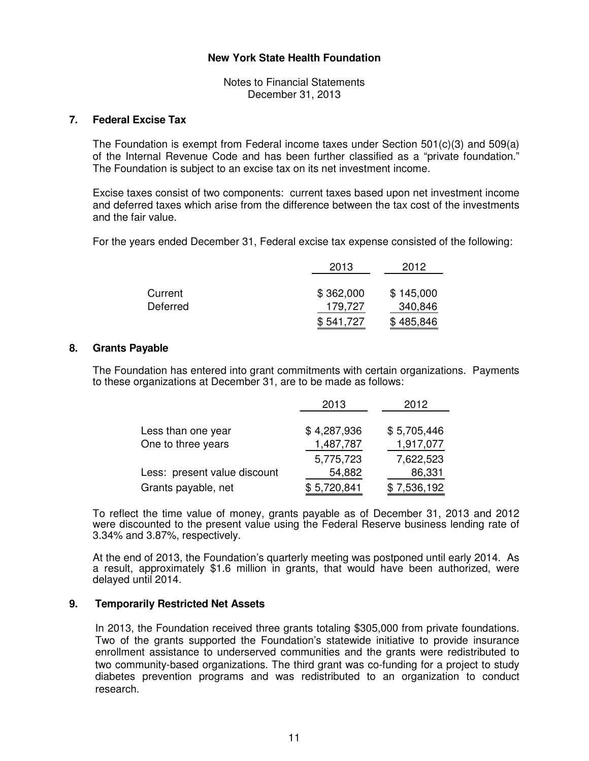# New York State Health Foundation

Notes to Financial Statements
December 31, 2013

## 7. Federal Excise Tax

The Foundation is exempt from Federal income taxes under Section 501(c)(3) and 509(a) of the Internal Revenue Code and has been further classified as a "private foundation." The Foundation is subject to an excise tax on its net investment income.

Excise taxes consist of two components: current taxes based upon net investment income and deferred taxes which arise from the difference between the tax cost of the investments and the fair value.

For the years ended December 31, Federal excise tax expense consisted of the following:

| | 2013 | 2012 |
|---|---|---|
| Current | $ 362,000 | $ 145,000 |
| Deferred | 179,727 | 340,846 |
| | $ 541,727 | $ 485,846 |

## 8. Grants Payable

The Foundation has entered into grant commitments with certain organizations. Payments to these organizations at December 31, are to be made as follows:

| | 2013 | 2012 |
|---|---|---|
| Less than one year | $ 4,287,936 | $ 5,705,446 |
| One to three years | 1,487,787 | 1,917,077 |
| | 5,775,723 | 7,622,523 |
| Less: present value discount | 54,882 | 86,331 |
| Grants payable, net | $ 5,720,841 | $ 7,536,192 |

To reflect the time value of money, grants payable as of December 31, 2013 and 2012 were discounted to the present value using the Federal Reserve business lending rate of 3.34% and 3.87%, respectively.

At the end of 2013, the Foundation's quarterly meeting was postponed until early 2014. As a result, approximately $1.6 million in grants, that would have been authorized, were delayed until 2014.

## 9. Temporarily Restricted Net Assets

In 2013, the Foundation received three grants totaling $305,000 from private foundations. Two of the grants supported the Foundation's statewide initiative to provide insurance enrollment assistance to underserved communities and the grants were redistributed to two community-based organizations. The third grant was co-funding for a project to study diabetes prevention programs and was redistributed to an organization to conduct research.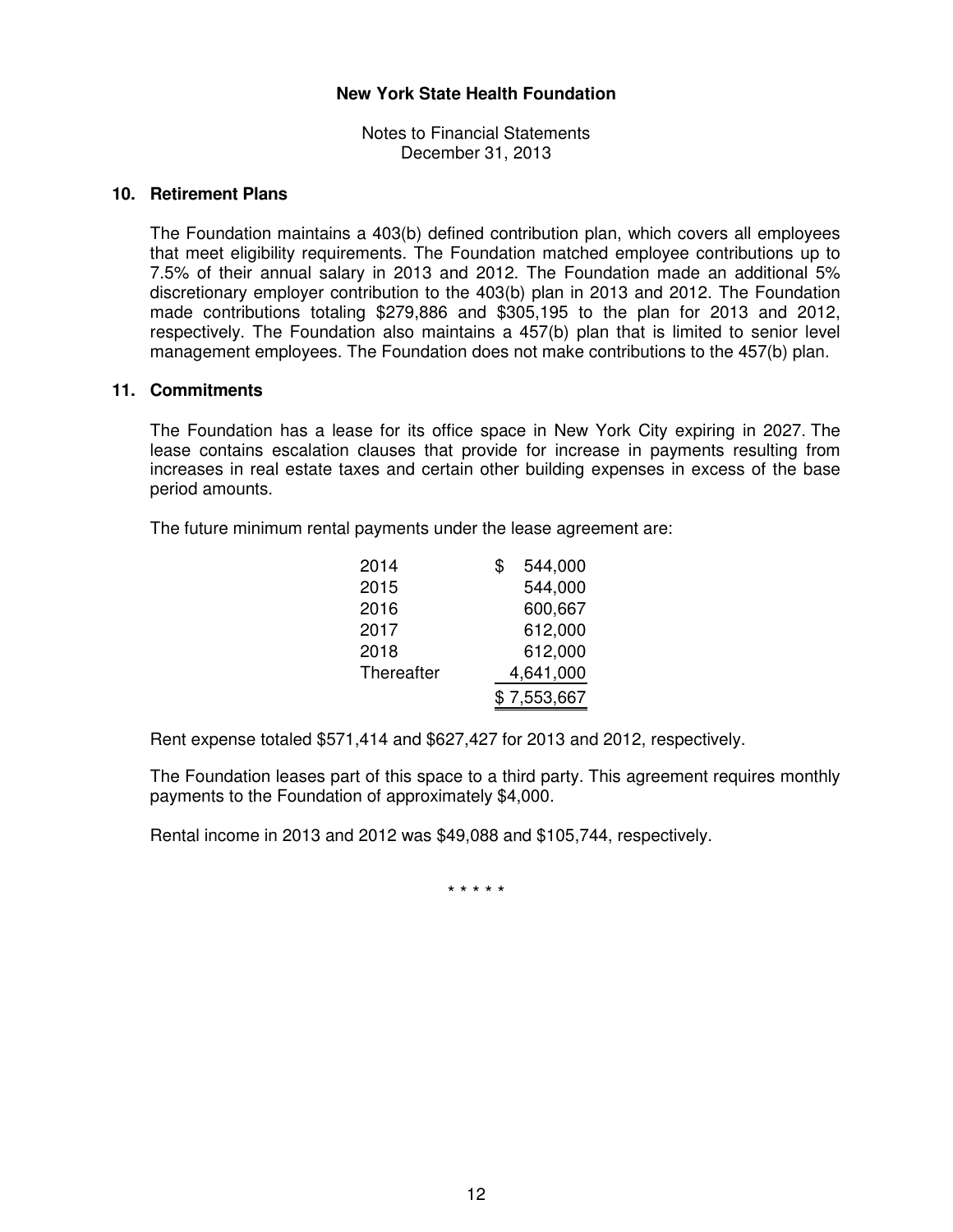# New York State Health Foundation

Notes to Financial Statements
December 31, 2013

## 10. Retirement Plans

The Foundation maintains a 403(b) defined contribution plan, which covers all employees that meet eligibility requirements. The Foundation matched employee contributions up to 7.5% of their annual salary in 2013 and 2012. The Foundation made an additional 5% discretionary employer contribution to the 403(b) plan in 2013 and 2012. The Foundation made contributions totaling $279,886 and $305,195 to the plan for 2013 and 2012, respectively. The Foundation also maintains a 457(b) plan that is limited to senior level management employees. The Foundation does not make contributions to the 457(b) plan.

## 11. Commitments

The Foundation has a lease for its office space in New York City expiring in 2027. The lease contains escalation clauses that provide for increase in payments resulting from increases in real estate taxes and certain other building expenses in excess of the base period amounts.

The future minimum rental payments under the lease agreement are:

| | |
|---|---|
| 2014 | $ 544,000 |
| 2015 | 544,000 |
| 2016 | 600,667 |
| 2017 | 612,000 |
| 2018 | 612,000 |
| Thereafter | 4,641,000 |
| | $ 7,553,667 |

Rent expense totaled $571,414 and $627,427 for 2013 and 2012, respectively.

The Foundation leases part of this space to a third party. This agreement requires monthly payments to the Foundation of approximately $4,000.

Rental income in 2013 and 2012 was $49,088 and $105,744, respectively.

\* \* \* \* \*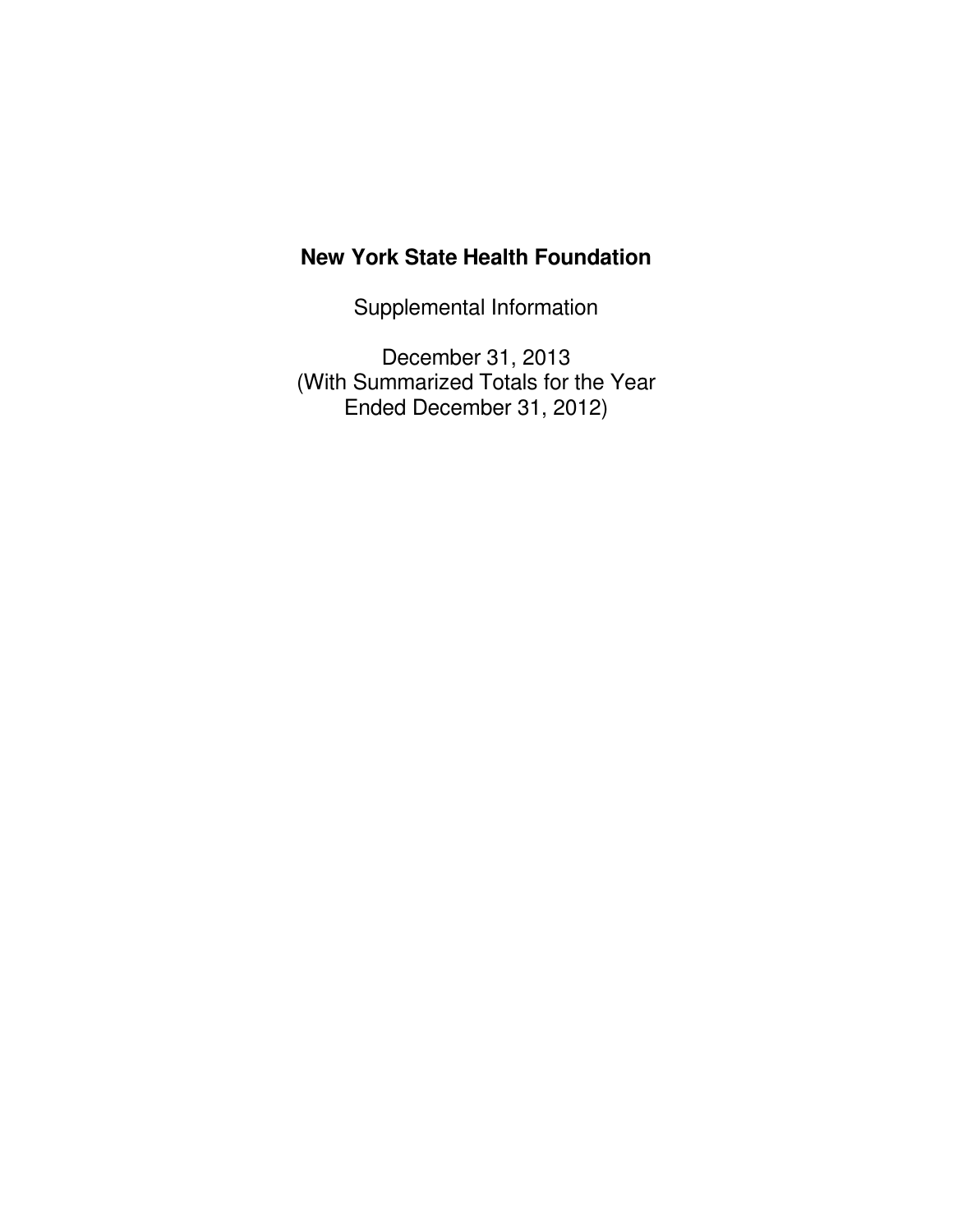# New York State Health Foundation

Supplemental Information

December 31, 2013
(With Summarized Totals for the Year
Ended December 31, 2012)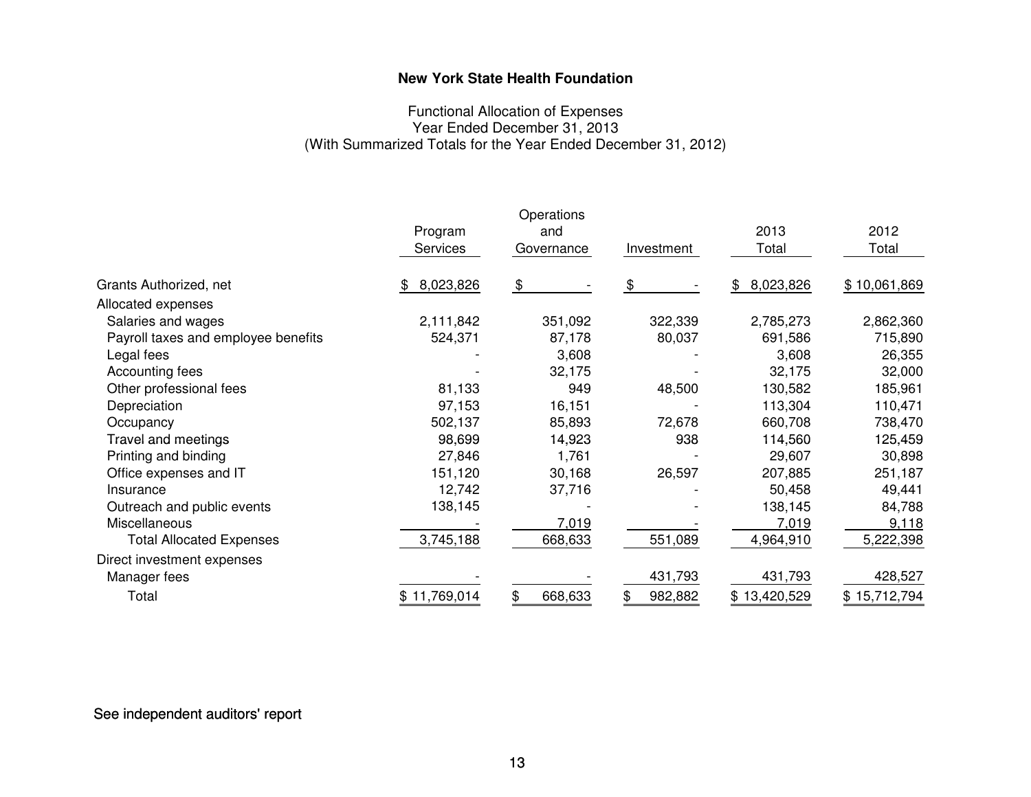**New York State Health Foundation**

Functional Allocation of Expenses
Year Ended December 31, 2013
(With Summarized Totals for the Year Ended December 31, 2012)

| | Program Services | Operations and Governance | Investment | 2013 Total | 2012 Total |
|---|---|---|---|---|---|
| Grants Authorized, net | $ 8,023,826 | $ - | $ - | $ 8,023,826 | $ 10,061,869 |
| Allocated expenses | | | | | |
| Salaries and wages | 2,111,842 | 351,092 | 322,339 | 2,785,273 | 2,862,360 |
| Payroll taxes and employee benefits | 524,371 | 87,178 | 80,037 | 691,586 | 715,890 |
| Legal fees | - | 3,608 | - | 3,608 | 26,355 |
| Accounting fees | - | 32,175 | - | 32,175 | 32,000 |
| Other professional fees | 81,133 | 949 | 48,500 | 130,582 | 185,961 |
| Depreciation | 97,153 | 16,151 | - | 113,304 | 110,471 |
| Occupancy | 502,137 | 85,893 | 72,678 | 660,708 | 738,470 |
| Travel and meetings | 98,699 | 14,923 | 938 | 114,560 | 125,459 |
| Printing and binding | 27,846 | 1,761 | - | 29,607 | 30,898 |
| Office expenses and IT | 151,120 | 30,168 | 26,597 | 207,885 | 251,187 |
| Insurance | 12,742 | 37,716 | - | 50,458 | 49,441 |
| Outreach and public events | 138,145 | - | - | 138,145 | 84,788 |
| Miscellaneous | - | 7,019 | - | 7,019 | 9,118 |
| Total Allocated Expenses | 3,745,188 | 668,633 | 551,089 | 4,964,910 | 5,222,398 |
| Direct investment expenses | | | | | |
| Manager fees | - | - | 431,793 | 431,793 | 428,527 |
| Total | $ 11,769,014 | $ 668,633 | $ 982,882 | $ 13,420,529 | $ 15,712,794 |

See independent auditors' report